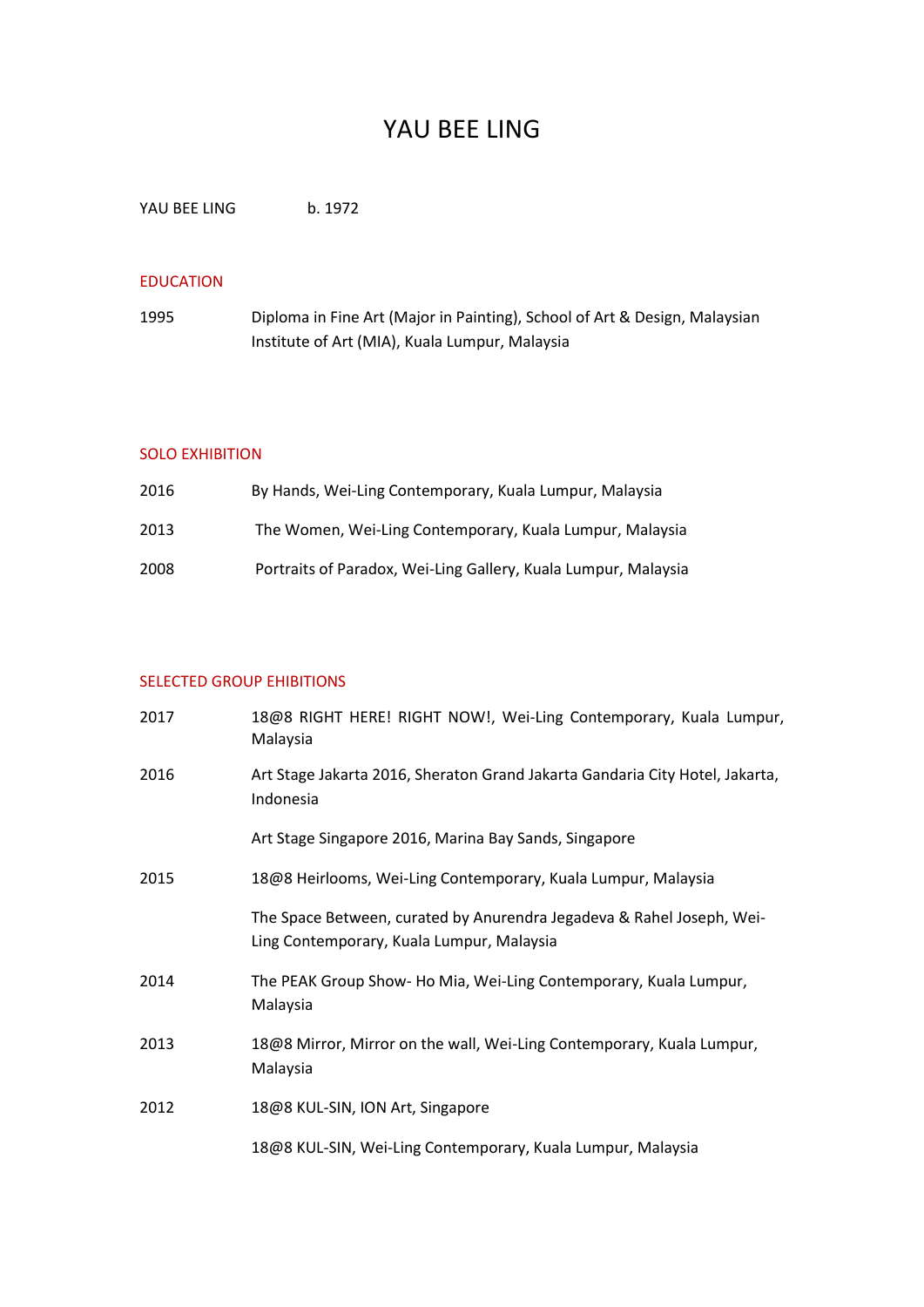# YAU BEE LING

YAU BEE LING b. 1972

## EDUCATION

1995 Diploma in Fine Art (Major in Painting), School of Art & Design, Malaysian Institute of Art (MIA), Kuala Lumpur, Malaysia

## SOLO EXHIBITION

2016 By Hands, Wei-Ling Contemporary, Kuala Lumpur, Malaysia

2013 The Women, Wei-Ling Contemporary, Kuala Lumpur, Malaysia

2008 Portraits of Paradox, Wei-Ling Gallery, Kuala Lumpur, Malaysia

## SELECTED GROUP EHIBITIONS

2017 18@8 RIGHT HERE! RIGHT NOW!, Wei-Ling Contemporary, Kuala Lumpur, Malaysia

2016 Art Stage Jakarta 2016, Sheraton Grand Jakarta Gandaria City Hotel, Jakarta, Indonesia

Art Stage Singapore 2016, Marina Bay Sands, Singapore

2015 18@8 Heirlooms, Wei-Ling Contemporary, Kuala Lumpur, Malaysia

The Space Between, curated by Anurendra Jegadeva & Rahel Joseph, Wei-Ling Contemporary, Kuala Lumpur, Malaysia

2014 The PEAK Group Show- Ho Mia, Wei-Ling Contemporary, Kuala Lumpur, Malaysia

2013 18@8 Mirror, Mirror on the wall, Wei-Ling Contemporary, Kuala Lumpur, Malaysia

2012 18@8 KUL-SIN, ION Art, Singapore

18@8 KUL-SIN, Wei-Ling Contemporary, Kuala Lumpur, Malaysia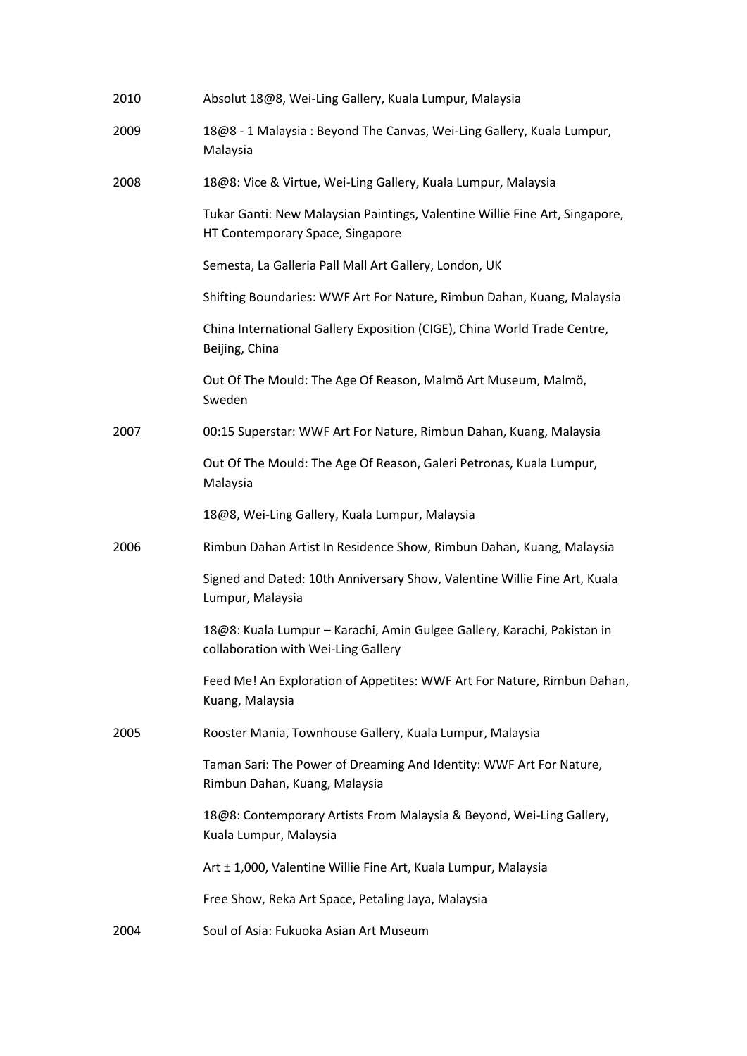| | |
|---|---|
| 2010 | Absolut 18@8, Wei-Ling Gallery, Kuala Lumpur, Malaysia |
| 2009 | 18@8 - 1 Malaysia : Beyond The Canvas, Wei-Ling Gallery, Kuala Lumpur, Malaysia |
| 2008 | 18@8: Vice & Virtue, Wei-Ling Gallery, Kuala Lumpur, Malaysia |
| | Tukar Ganti: New Malaysian Paintings, Valentine Willie Fine Art, Singapore, HT Contemporary Space, Singapore |
| | Semesta, La Galleria Pall Mall Art Gallery, London, UK |
| | Shifting Boundaries: WWF Art For Nature, Rimbun Dahan, Kuang, Malaysia |
| | China International Gallery Exposition (CIGE), China World Trade Centre, Beijing, China |
| | Out Of The Mould: The Age Of Reason, Malmö Art Museum, Malmö, Sweden |
| 2007 | 00:15 Superstar: WWF Art For Nature, Rimbun Dahan, Kuang, Malaysia |
| | Out Of The Mould: The Age Of Reason, Galeri Petronas, Kuala Lumpur, Malaysia |
| | 18@8, Wei-Ling Gallery, Kuala Lumpur, Malaysia |
| 2006 | Rimbun Dahan Artist In Residence Show, Rimbun Dahan, Kuang, Malaysia |
| | Signed and Dated: 10th Anniversary Show, Valentine Willie Fine Art, Kuala Lumpur, Malaysia |
| | 18@8: Kuala Lumpur – Karachi, Amin Gulgee Gallery, Karachi, Pakistan in collaboration with Wei-Ling Gallery |
| | Feed Me! An Exploration of Appetites: WWF Art For Nature, Rimbun Dahan, Kuang, Malaysia |
| 2005 | Rooster Mania, Townhouse Gallery, Kuala Lumpur, Malaysia |
| | Taman Sari: The Power of Dreaming And Identity: WWF Art For Nature, Rimbun Dahan, Kuang, Malaysia |
| | 18@8: Contemporary Artists From Malaysia & Beyond, Wei-Ling Gallery, Kuala Lumpur, Malaysia |
| | Art ± 1,000, Valentine Willie Fine Art, Kuala Lumpur, Malaysia |
| | Free Show, Reka Art Space, Petaling Jaya, Malaysia |
| 2004 | Soul of Asia: Fukuoka Asian Art Museum |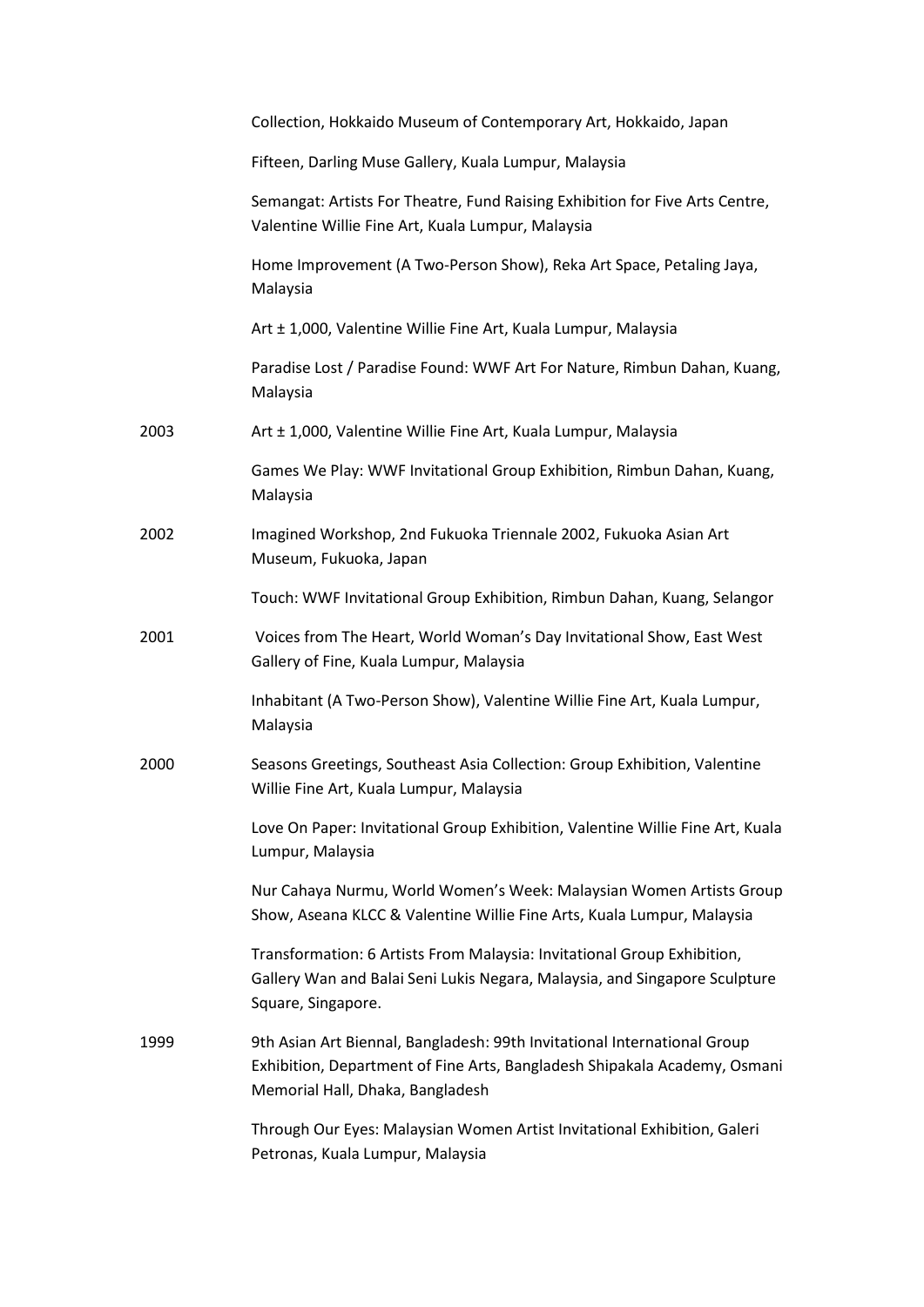Collection, Hokkaido Museum of Contemporary Art, Hokkaido, Japan

Fifteen, Darling Muse Gallery, Kuala Lumpur, Malaysia

Semangat: Artists For Theatre, Fund Raising Exhibition for Five Arts Centre, Valentine Willie Fine Art, Kuala Lumpur, Malaysia

Home Improvement (A Two-Person Show), Reka Art Space, Petaling Jaya, Malaysia

Art ± 1,000, Valentine Willie Fine Art, Kuala Lumpur, Malaysia

Paradise Lost / Paradise Found: WWF Art For Nature, Rimbun Dahan, Kuang, Malaysia

2003 Art ± 1,000, Valentine Willie Fine Art, Kuala Lumpur, Malaysia

Games We Play: WWF Invitational Group Exhibition, Rimbun Dahan, Kuang, Malaysia

2002 Imagined Workshop, 2nd Fukuoka Triennale 2002, Fukuoka Asian Art Museum, Fukuoka, Japan

Touch: WWF Invitational Group Exhibition, Rimbun Dahan, Kuang, Selangor

2001 Voices from The Heart, World Woman's Day Invitational Show, East West Gallery of Fine, Kuala Lumpur, Malaysia

Inhabitant (A Two-Person Show), Valentine Willie Fine Art, Kuala Lumpur, Malaysia

2000 Seasons Greetings, Southeast Asia Collection: Group Exhibition, Valentine Willie Fine Art, Kuala Lumpur, Malaysia

Love On Paper: Invitational Group Exhibition, Valentine Willie Fine Art, Kuala Lumpur, Malaysia

Nur Cahaya Nurmu, World Women's Week: Malaysian Women Artists Group Show, Aseana KLCC & Valentine Willie Fine Arts, Kuala Lumpur, Malaysia

Transformation: 6 Artists From Malaysia: Invitational Group Exhibition, Gallery Wan and Balai Seni Lukis Negara, Malaysia, and Singapore Sculpture Square, Singapore.

1999 9th Asian Art Biennal, Bangladesh: 99th Invitational International Group Exhibition, Department of Fine Arts, Bangladesh Shipakala Academy, Osmani Memorial Hall, Dhaka, Bangladesh

Through Our Eyes: Malaysian Women Artist Invitational Exhibition, Galeri Petronas, Kuala Lumpur, Malaysia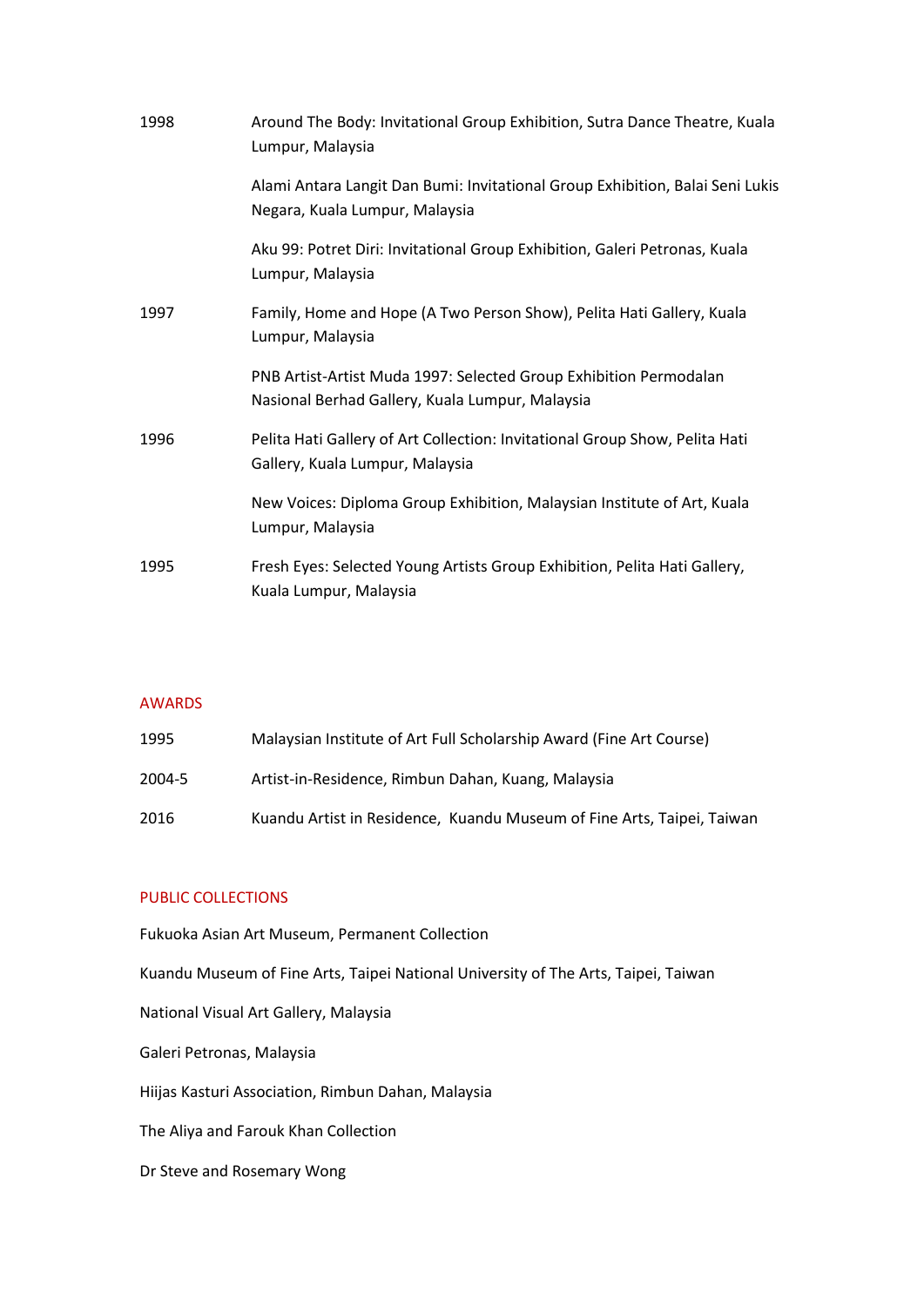| | |
|---|---|
| 1998 | Around The Body: Invitational Group Exhibition, Sutra Dance Theatre, Kuala Lumpur, Malaysia |
| | Alami Antara Langit Dan Bumi: Invitational Group Exhibition, Balai Seni Lukis Negara, Kuala Lumpur, Malaysia |
| | Aku 99: Potret Diri: Invitational Group Exhibition, Galeri Petronas, Kuala Lumpur, Malaysia |
| 1997 | Family, Home and Hope (A Two Person Show), Pelita Hati Gallery, Kuala Lumpur, Malaysia |
| | PNB Artist-Artist Muda 1997: Selected Group Exhibition Permodalan Nasional Berhad Gallery, Kuala Lumpur, Malaysia |
| 1996 | Pelita Hati Gallery of Art Collection: Invitational Group Show, Pelita Hati Gallery, Kuala Lumpur, Malaysia |
| | New Voices: Diploma Group Exhibition, Malaysian Institute of Art, Kuala Lumpur, Malaysia |
| 1995 | Fresh Eyes: Selected Young Artists Group Exhibition, Pelita Hati Gallery, Kuala Lumpur, Malaysia |

## AWARDS

| | |
|---|---|
| 1995 | Malaysian Institute of Art Full Scholarship Award (Fine Art Course) |
| 2004-5 | Artist-in-Residence, Rimbun Dahan, Kuang, Malaysia |
| 2016 | Kuandu Artist in Residence, Kuandu Museum of Fine Arts, Taipei, Taiwan |

## PUBLIC COLLECTIONS

Fukuoka Asian Art Museum, Permanent Collection

Kuandu Museum of Fine Arts, Taipei National University of The Arts, Taipei, Taiwan

National Visual Art Gallery, Malaysia

Galeri Petronas, Malaysia

Hiijas Kasturi Association, Rimbun Dahan, Malaysia

The Aliya and Farouk Khan Collection

Dr Steve and Rosemary Wong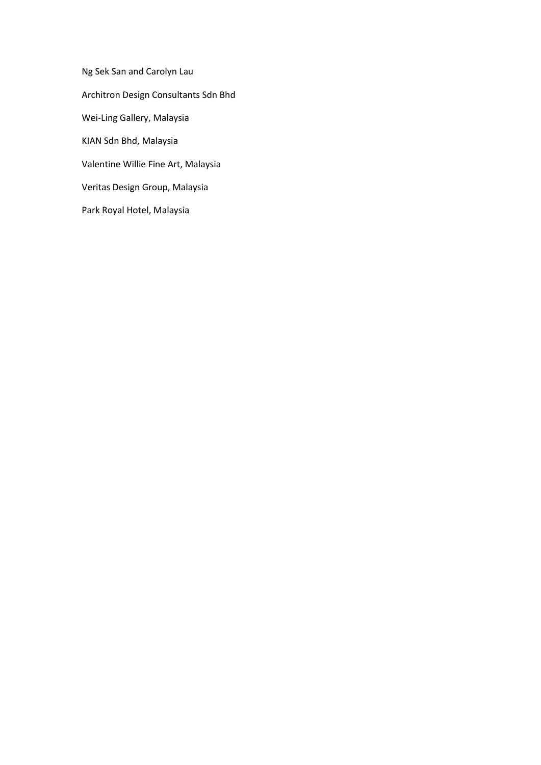Ng Sek San and Carolyn Lau

Architron Design Consultants Sdn Bhd

Wei-Ling Gallery, Malaysia

KIAN Sdn Bhd, Malaysia

Valentine Willie Fine Art, Malaysia

Veritas Design Group, Malaysia

Park Royal Hotel, Malaysia